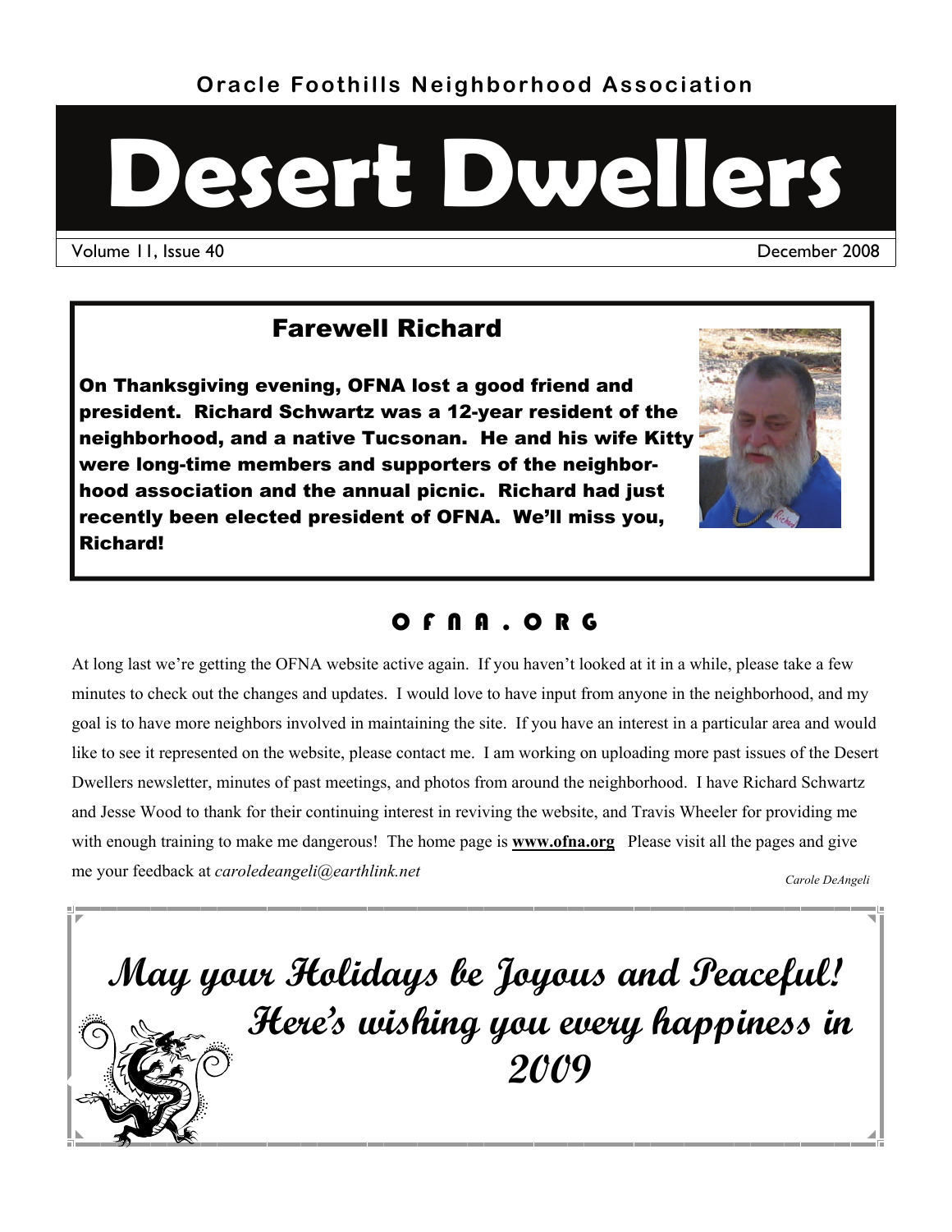Oracle Foothills Neighborhood Association

# Desert Dwellers

Volume 11, Issue 40 — December 2008

## Farewell Richard

**On Thanksgiving evening, OFNA lost a good friend and president. Richard Schwartz was a 12-year resident of the neighborhood, and a native Tucsonan. He and his wife Kitty were long-time members and supporters of the neighborhood association and the annual picnic. Richard had just recently been elected president of OFNA. We'll miss you, Richard!**

## O F N A . O R G

At long last we're getting the OFNA website active again. If you haven't looked at it in a while, please take a few minutes to check out the changes and updates. I would love to have input from anyone in the neighborhood, and my goal is to have more neighbors involved in maintaining the site. If you have an interest in a particular area and would like to see it represented on the website, please contact me. I am working on uploading more past issues of the Desert Dwellers newsletter, minutes of past meetings, and photos from around the neighborhood. I have Richard Schwartz and Jesse Wood to thank for their continuing interest in reviving the website, and Travis Wheeler for providing me with enough training to make me dangerous! The home page is **www.ofna.org** Please visit all the pages and give me your feedback at *caroledeangeli@earthlink.net*

*Carole DeAngeli*

**May your Holidays be Joyous and Peaceful!**
**Here's wishing you every happiness in 2009**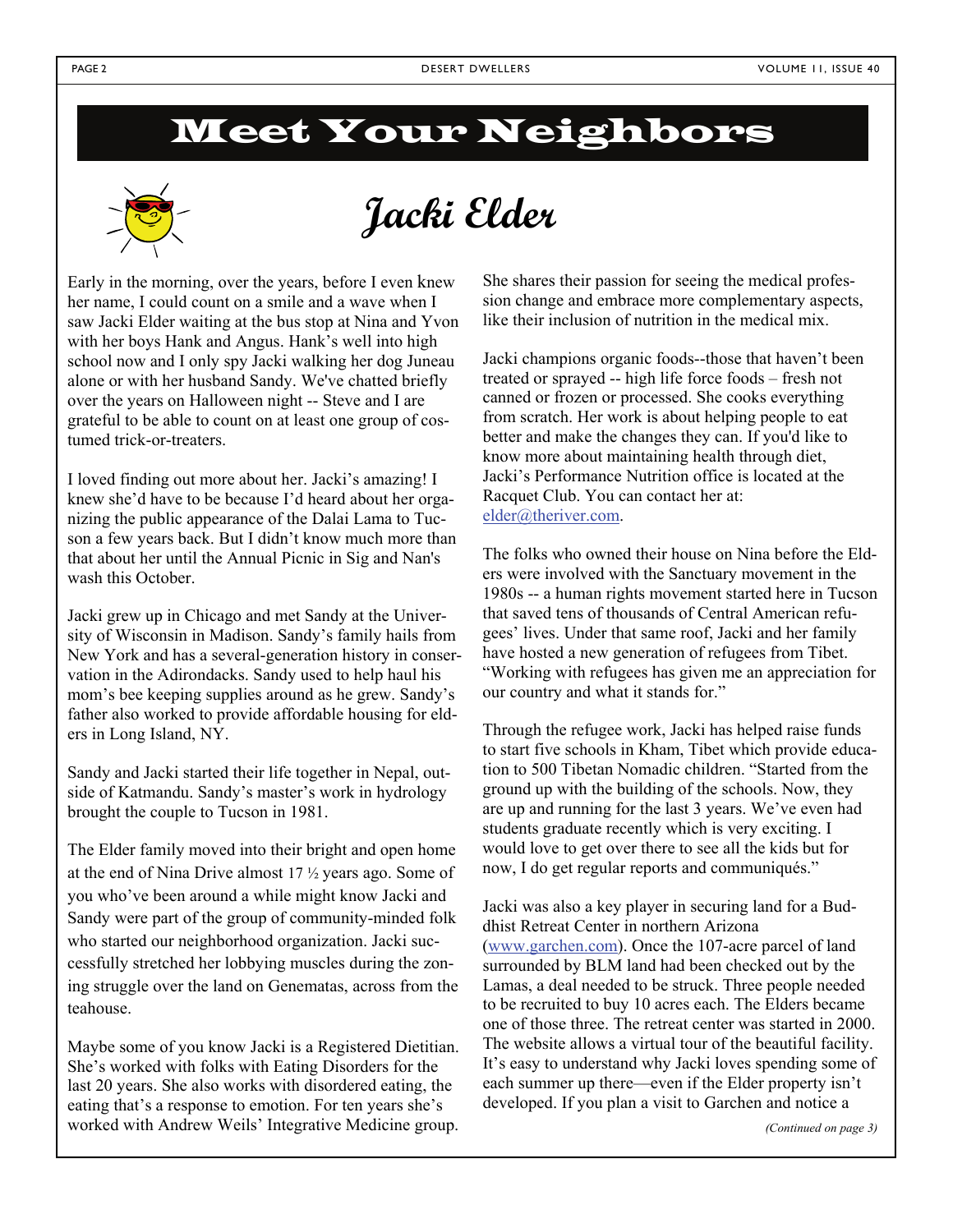# Meet Your Neighbors

## Jacki Elder

Early in the morning, over the years, before I even knew her name, I could count on a smile and a wave when I saw Jacki Elder waiting at the bus stop at Nina and Yvon with her boys Hank and Angus. Hank's well into high school now and I only spy Jacki walking her dog Juneau alone or with her husband Sandy. We've chatted briefly over the years on Halloween night -- Steve and I are grateful to be able to count on at least one group of costumed trick-or-treaters.

I loved finding out more about her. Jacki's amazing! I knew she'd have to be because I'd heard about her organizing the public appearance of the Dalai Lama to Tucson a few years back. But I didn't know much more than that about her until the Annual Picnic in Sig and Nan's wash this October.

Jacki grew up in Chicago and met Sandy at the University of Wisconsin in Madison. Sandy's family hails from New York and has a several-generation history in conservation in the Adirondacks. Sandy used to help haul his mom's bee keeping supplies around as he grew. Sandy's father also worked to provide affordable housing for elders in Long Island, NY.

Sandy and Jacki started their life together in Nepal, outside of Katmandu. Sandy's master's work in hydrology brought the couple to Tucson in 1981.

The Elder family moved into their bright and open home at the end of Nina Drive almost 17 ½ years ago. Some of you who've been around a while might know Jacki and Sandy were part of the group of community-minded folk who started our neighborhood organization. Jacki successfully stretched her lobbying muscles during the zoning struggle over the land on Genematas, across from the teahouse.

Maybe some of you know Jacki is a Registered Dietitian. She's worked with folks with Eating Disorders for the last 20 years. She also works with disordered eating, the eating that's a response to emotion. For ten years she's worked with Andrew Weils' Integrative Medicine group. She shares their passion for seeing the medical profession change and embrace more complementary aspects, like their inclusion of nutrition in the medical mix.

Jacki champions organic foods--those that haven't been treated or sprayed -- high life force foods – fresh not canned or frozen or processed. She cooks everything from scratch. Her work is about helping people to eat better and make the changes they can. If you'd like to know more about maintaining health through diet, Jacki's Performance Nutrition office is located at the Racquet Club. You can contact her at: elder@theriver.com.

The folks who owned their house on Nina before the Elders were involved with the Sanctuary movement in the 1980s -- a human rights movement started here in Tucson that saved tens of thousands of Central American refugees' lives. Under that same roof, Jacki and her family have hosted a new generation of refugees from Tibet. "Working with refugees has given me an appreciation for our country and what it stands for."

Through the refugee work, Jacki has helped raise funds to start five schools in Kham, Tibet which provide education to 500 Tibetan Nomadic children. "Started from the ground up with the building of the schools. Now, they are up and running for the last 3 years. We've even had students graduate recently which is very exciting. I would love to get over there to see all the kids but for now, I do get regular reports and communiqués."

Jacki was also a key player in securing land for a Buddhist Retreat Center in northern Arizona (www.garchen.com). Once the 107-acre parcel of land surrounded by BLM land had been checked out by the Lamas, a deal needed to be struck. Three people needed to be recruited to buy 10 acres each. The Elders became one of those three. The retreat center was started in 2000. The website allows a virtual tour of the beautiful facility. It's easy to understand why Jacki loves spending some of each summer up there—even if the Elder property isn't developed. If you plan a visit to Garchen and notice a

*(Continued on page 3)*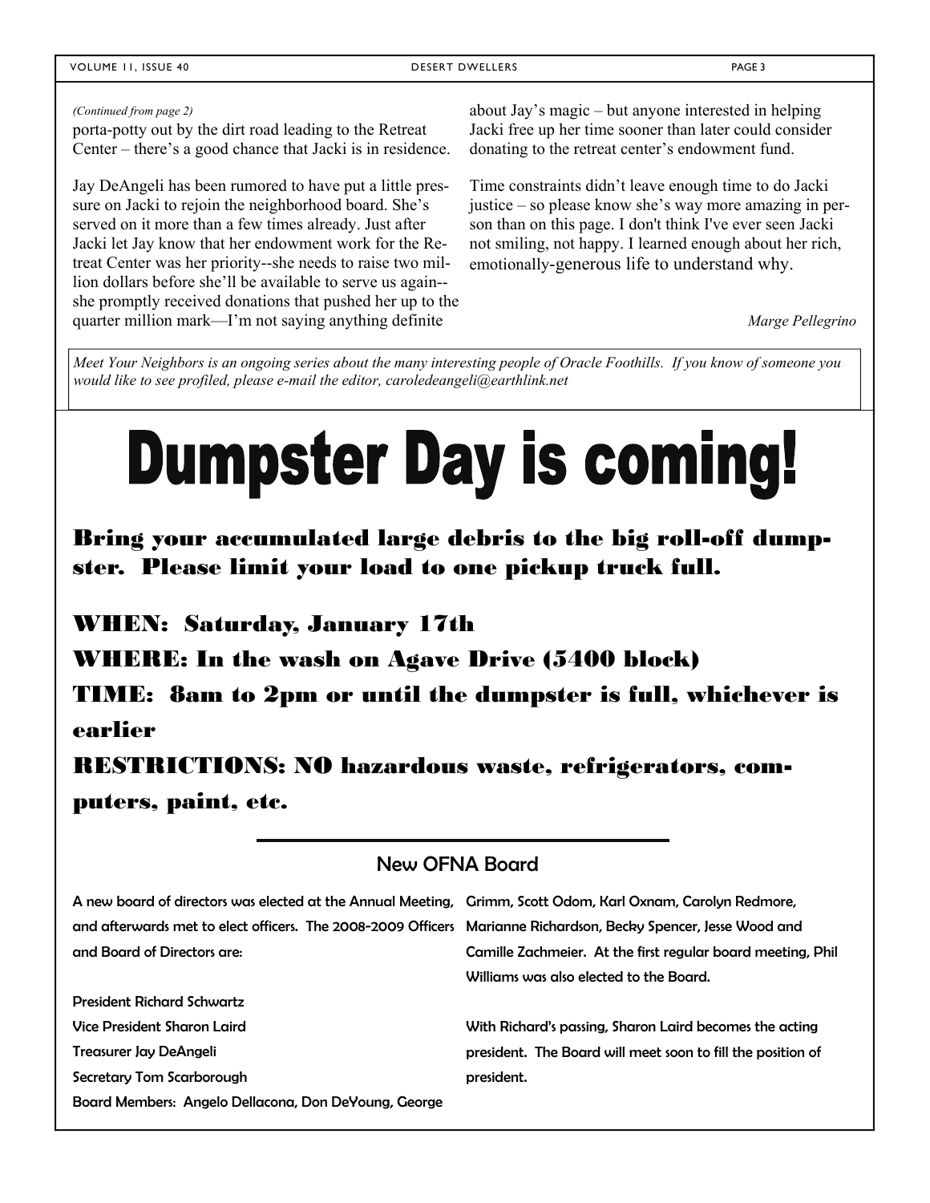*(Continued from page 2)*

porta-potty out by the dirt road leading to the Retreat Center – there's a good chance that Jacki is in residence.

Jay DeAngeli has been rumored to have put a little pressure on Jacki to rejoin the neighborhood board. She's served on it more than a few times already. Just after Jacki let Jay know that her endowment work for the Retreat Center was her priority--she needs to raise two million dollars before she'll be available to serve us again--she promptly received donations that pushed her up to the quarter million mark—I'm not saying anything definite about Jay's magic – but anyone interested in helping Jacki free up her time sooner than later could consider donating to the retreat center's endowment fund.

Time constraints didn't leave enough time to do Jacki justice – so please know she's way more amazing in person than on this page. I don't think I've ever seen Jacki not smiling, not happy. I learned enough about her rich, emotionally-generous life to understand why.

*Marge Pellegrino*

*Meet Your Neighbors is an ongoing series about the many interesting people of Oracle Foothills. If you know of someone you would like to see profiled, please e-mail the editor, caroledeangeli@earthlink.net*

# Dumpster Day is coming!

**Bring your accumulated large debris to the big roll-off dumpster. Please limit your load to one pickup truck full.**

**WHEN: Saturday, January 17th**

**WHERE: In the wash on Agave Drive (5400 block)**

**TIME: 8am to 2pm or until the dumpster is full, whichever is earlier**

**RESTRICTIONS: NO hazardous waste, refrigerators, computers, paint, etc.**

## New OFNA Board

A new board of directors was elected at the Annual Meeting, and afterwards met to elect officers. The 2008-2009 Officers and Board of Directors are:

President Richard Schwartz
Vice President Sharon Laird
Treasurer Jay DeAngeli
Secretary Tom Scarborough
Board Members: Angelo Dellacona, Don DeYoung, George Grimm, Scott Odom, Karl Oxnam, Carolyn Redmore, Marianne Richardson, Becky Spencer, Jesse Wood and Camille Zachmeier. At the first regular board meeting, Phil Williams was also elected to the Board.

With Richard's passing, Sharon Laird becomes the acting president. The Board will meet soon to fill the position of president.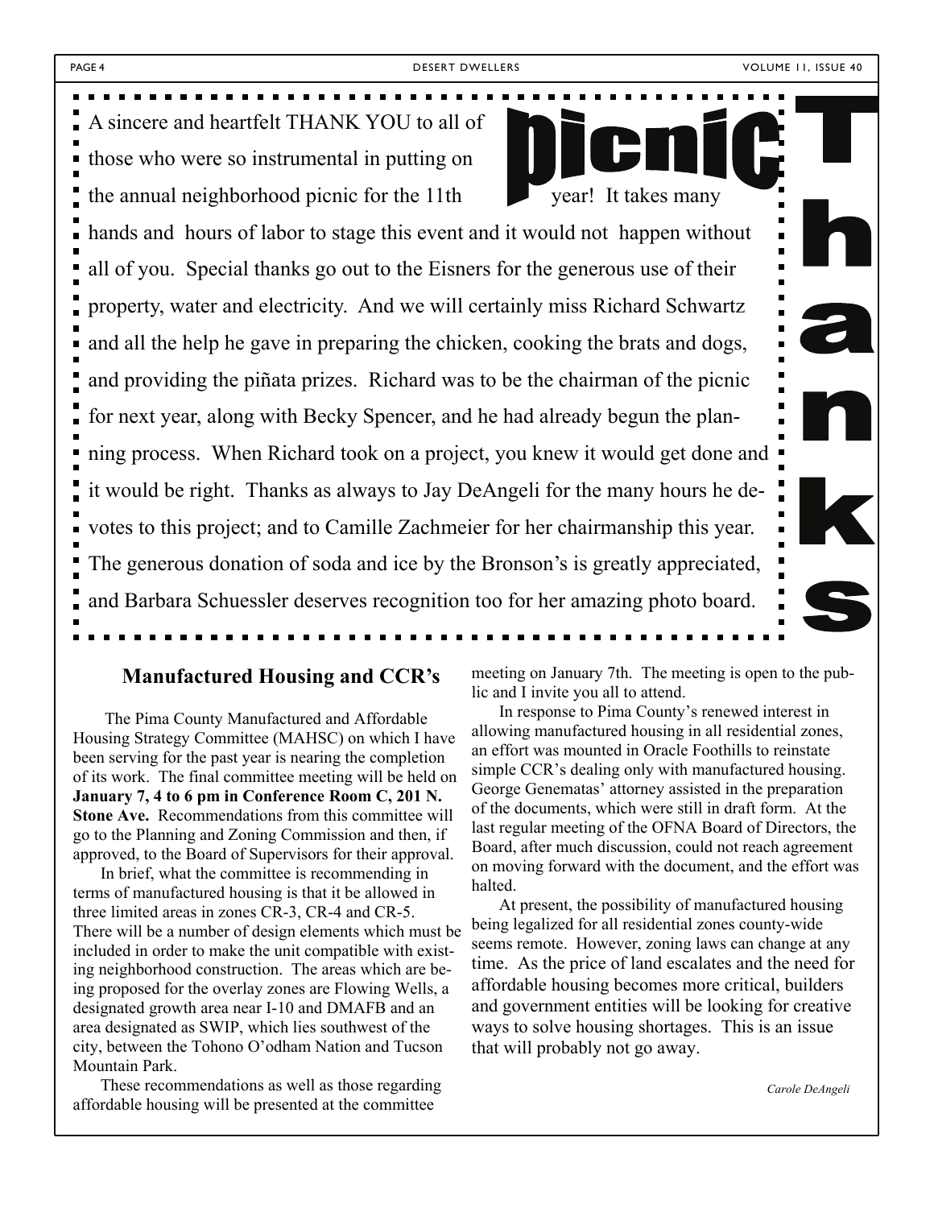A sincere and heartfelt THANK YOU to all of those who were so instrumental in putting on the annual neighborhood picnic for the 11th year! It takes many hands and hours of labor to stage this event and it would not happen without all of you. Special thanks go out to the Eisners for the generous use of their property, water and electricity. And we will certainly miss Richard Schwartz and all the help he gave in preparing the chicken, cooking the brats and dogs, and providing the piñata prizes. Richard was to be the chairman of the picnic for next year, along with Becky Spencer, and he had already begun the planning process. When Richard took on a project, you knew it would get done and it would be right. Thanks as always to Jay DeAngeli for the many hours he devotes to this project; and to Camille Zachmeier for her chairmanship this year. The generous donation of soda and ice by the Bronson's is greatly appreciated, and Barbara Schuessler deserves recognition too for her amazing photo board.

## Manufactured Housing and CCR's

The Pima County Manufactured and Affordable Housing Strategy Committee (MAHSC) on which I have been serving for the past year is nearing the completion of its work. The final committee meeting will be held on **January 7, 4 to 6 pm in Conference Room C, 201 N. Stone Ave.** Recommendations from this committee will go to the Planning and Zoning Commission and then, if approved, to the Board of Supervisors for their approval.

In brief, what the committee is recommending in terms of manufactured housing is that it be allowed in three limited areas in zones CR-3, CR-4 and CR-5. There will be a number of design elements which must be included in order to make the unit compatible with existing neighborhood construction. The areas which are being proposed for the overlay zones are Flowing Wells, a designated growth area near I-10 and DMAFB and an area designated as SWIP, which lies southwest of the city, between the Tohono O'odham Nation and Tucson Mountain Park.

These recommendations as well as those regarding affordable housing will be presented at the committee meeting on January 7th. The meeting is open to the public and I invite you all to attend.

In response to Pima County's renewed interest in allowing manufactured housing in all residential zones, an effort was mounted in Oracle Foothills to reinstate simple CCR's dealing only with manufactured housing. George Genematas' attorney assisted in the preparation of the documents, which were still in draft form. At the last regular meeting of the OFNA Board of Directors, the Board, after much discussion, could not reach agreement on moving forward with the document, and the effort was halted.

At present, the possibility of manufactured housing being legalized for all residential zones county-wide seems remote. However, zoning laws can change at any time. As the price of land escalates and the need for affordable housing becomes more critical, builders and government entities will be looking for creative ways to solve housing shortages. This is an issue that will probably not go away.

*Carole DeAngeli*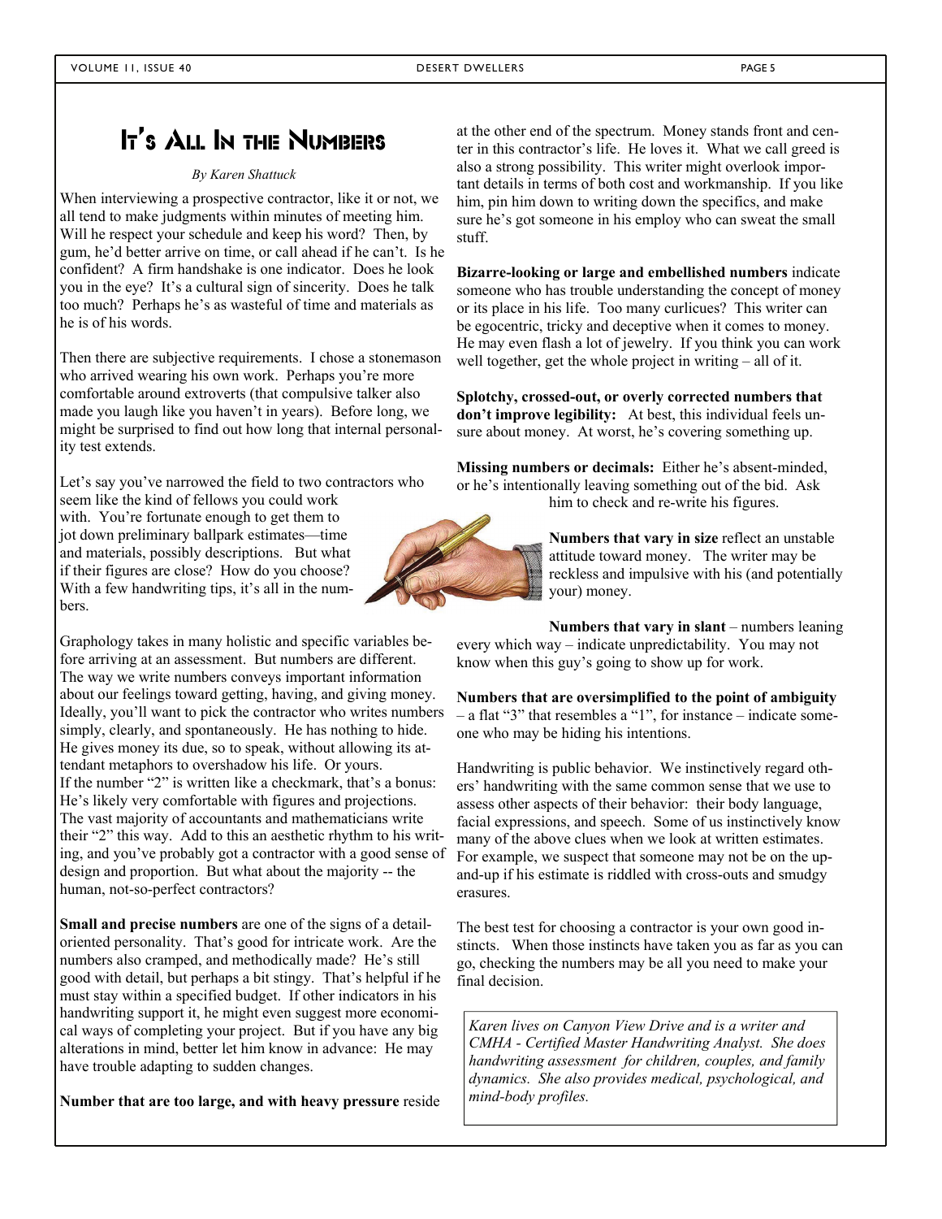# It's All In the Numbers

*By Karen Shattuck*

When interviewing a prospective contractor, like it or not, we all tend to make judgments within minutes of meeting him. Will he respect your schedule and keep his word? Then, by gum, he'd better arrive on time, or call ahead if he can't. Is he confident? A firm handshake is one indicator. Does he look you in the eye? It's a cultural sign of sincerity. Does he talk too much? Perhaps he's as wasteful of time and materials as he is of his words.

Then there are subjective requirements. I chose a stonemason who arrived wearing his own work. Perhaps you're more comfortable around extroverts (that compulsive talker also made you laugh like you haven't in years). Before long, we might be surprised to find out how long that internal personality test extends.

Let's say you've narrowed the field to two contractors who seem like the kind of fellows you could work with. You're fortunate enough to get them to jot down preliminary ballpark estimates—time and materials, possibly descriptions. But what if their figures are close? How do you choose? With a few handwriting tips, it's all in the numbers.

Graphology takes in many holistic and specific variables before arriving at an assessment. But numbers are different. The way we write numbers conveys important information about our feelings toward getting, having, and giving money. Ideally, you'll want to pick the contractor who writes numbers simply, clearly, and spontaneously. He has nothing to hide. He gives money its due, so to speak, without allowing its attendant metaphors to overshadow his life. Or yours.
If the number "2" is written like a checkmark, that's a bonus: He's likely very comfortable with figures and projections. The vast majority of accountants and mathematicians write their "2" this way. Add to this an aesthetic rhythm to his writing, and you've probably got a contractor with a good sense of design and proportion. But what about the majority -- the human, not-so-perfect contractors?

**Small and precise numbers** are one of the signs of a detail-oriented personality. That's good for intricate work. Are the numbers also cramped, and methodically made? He's still good with detail, but perhaps a bit stingy. That's helpful if he must stay within a specified budget. If other indicators in his handwriting support it, he might even suggest more economical ways of completing your project. But if you have any big alterations in mind, better let him know in advance: He may have trouble adapting to sudden changes.

**Number that are too large, and with heavy pressure** reside at the other end of the spectrum. Money stands front and center in this contractor's life. He loves it. What we call greed is also a strong possibility. This writer might overlook important details in terms of both cost and workmanship. If you like him, pin him down to writing down the specifics, and make sure he's got someone in his employ who can sweat the small stuff.

**Bizarre-looking or large and embellished numbers** indicate someone who has trouble understanding the concept of money or its place in his life. Too many curlicues? This writer can be egocentric, tricky and deceptive when it comes to money. He may even flash a lot of jewelry. If you think you can work well together, get the whole project in writing – all of it.

**Splotchy, crossed-out, or overly corrected numbers that don't improve legibility:** At best, this individual feels unsure about money. At worst, he's covering something up.

**Missing numbers or decimals:** Either he's absent-minded, or he's intentionally leaving something out of the bid. Ask him to check and re-write his figures.

**Numbers that vary in size** reflect an unstable attitude toward money. The writer may be reckless and impulsive with his (and potentially your) money.

**Numbers that vary in slant** – numbers leaning every which way – indicate unpredictability. You may not know when this guy's going to show up for work.

**Numbers that are oversimplified to the point of ambiguity** – a flat "3" that resembles a "1", for instance – indicate someone who may be hiding his intentions.

Handwriting is public behavior. We instinctively regard others' handwriting with the same common sense that we use to assess other aspects of their behavior: their body language, facial expressions, and speech. Some of us instinctively know many of the above clues when we look at written estimates. For example, we suspect that someone may not be on the up-and-up if his estimate is riddled with cross-outs and smudgy erasures.

The best test for choosing a contractor is your own good instincts. When those instincts have taken you as far as you can go, checking the numbers may be all you need to make your final decision.

*Karen lives on Canyon View Drive and is a writer and CMHA - Certified Master Handwriting Analyst. She does handwriting assessment for children, couples, and family dynamics. She also provides medical, psychological, and mind-body profiles.*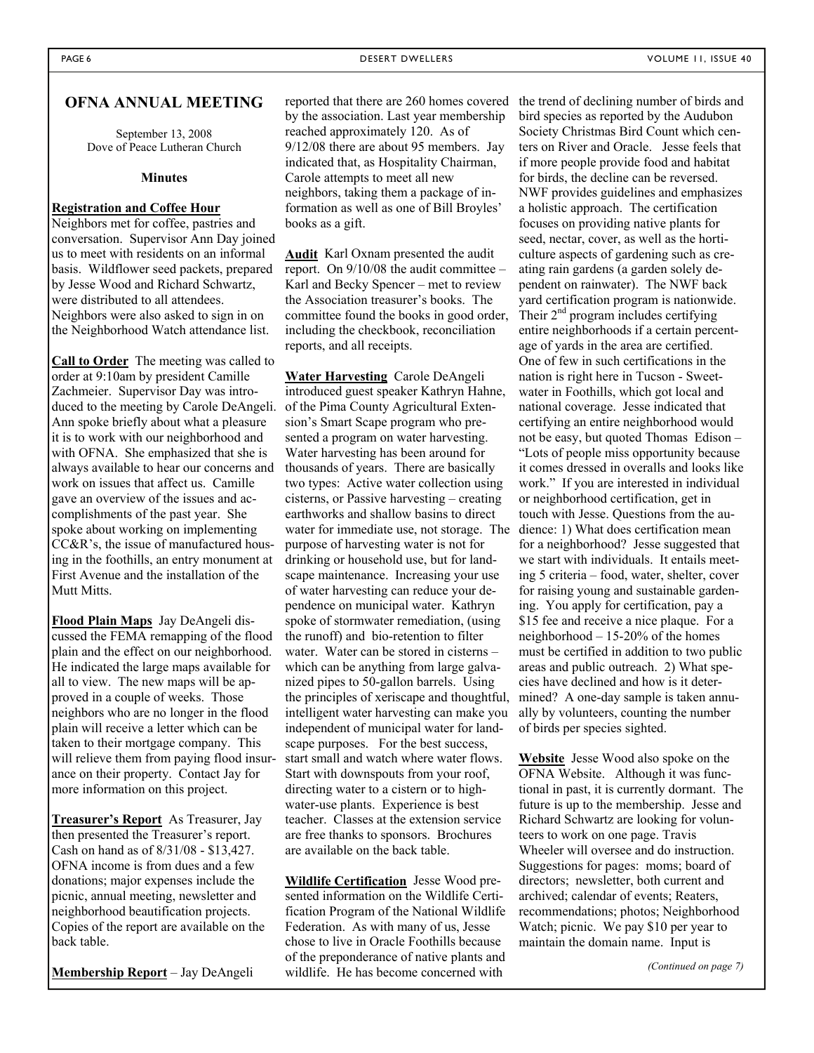## OFNA ANNUAL MEETING

September 13, 2008
Dove of Peace Lutheran Church

**Minutes**

**Registration and Coffee Hour**
Neighbors met for coffee, pastries and conversation. Supervisor Ann Day joined us to meet with residents on an informal basis. Wildflower seed packets, prepared by Jesse Wood and Richard Schwartz, were distributed to all attendees. Neighbors were also asked to sign in on the Neighborhood Watch attendance list.

**Call to Order** The meeting was called to order at 9:10am by president Camille Zachmeier. Supervisor Day was introduced to the meeting by Carole DeAngeli. Ann spoke briefly about what a pleasure it is to work with our neighborhood and with OFNA. She emphasized that she is always available to hear our concerns and work on issues that affect us. Camille gave an overview of the issues and accomplishments of the past year. She spoke about working on implementing CC&R's, the issue of manufactured housing in the foothills, an entry monument at First Avenue and the installation of the Mutt Mitts.

**Flood Plain Maps** Jay DeAngeli discussed the FEMA remapping of the flood plain and the effect on our neighborhood. He indicated the large maps available for all to view. The new maps will be approved in a couple of weeks. Those neighbors who are no longer in the flood plain will receive a letter which can be taken to their mortgage company. This will relieve them from paying flood insurance on their property. Contact Jay for more information on this project.

**Treasurer's Report** As Treasurer, Jay then presented the Treasurer's report. Cash on hand as of 8/31/08 - $13,427. OFNA income is from dues and a few donations; major expenses include the picnic, annual meeting, newsletter and neighborhood beautification projects. Copies of the report are available on the back table.

**Membership Report** – Jay DeAngeli reported that there are 260 homes covered by the association. Last year membership reached approximately 120. As of 9/12/08 there are about 95 members. Jay indicated that, as Hospitality Chairman, Carole attempts to meet all new neighbors, taking them a package of information as well as one of Bill Broyles' books as a gift.

**Audit** Karl Oxnam presented the audit report. On 9/10/08 the audit committee – Karl and Becky Spencer – met to review the Association treasurer's books. The committee found the books in good order, including the checkbook, reconciliation reports, and all receipts.

**Water Harvesting** Carole DeAngeli introduced guest speaker Kathryn Hahne, of the Pima County Agricultural Extension's Smart Scape program who presented a program on water harvesting. Water harvesting has been around for thousands of years. There are basically two types: Active water collection using cisterns, or Passive harvesting – creating earthworks and shallow basins to direct water for immediate use, not storage. The purpose of harvesting water is not for drinking or household use, but for landscape maintenance. Increasing your use of water harvesting can reduce your dependence on municipal water. Kathryn spoke of stormwater remediation, (using the runoff) and bio-retention to filter water. Water can be stored in cisterns – which can be anything from large galvanized pipes to 50-gallon barrels. Using the principles of xeriscape and thoughtful, intelligent water harvesting can make you independent of municipal water for landscape purposes. For the best success, start small and watch where water flows. Start with downspouts from your roof, directing water to a cistern or to high-water-use plants. Experience is best teacher. Classes at the extension service are free thanks to sponsors. Brochures are available on the back table.

**Wildlife Certification** Jesse Wood presented information on the Wildlife Certification Program of the National Wildlife Federation. As with many of us, Jesse chose to live in Oracle Foothills because of the preponderance of native plants and wildlife. He has become concerned with the trend of declining number of birds and bird species as reported by the Audubon Society Christmas Bird Count which centers on River and Oracle. Jesse feels that if more people provide food and habitat for birds, the decline can be reversed. NWF provides guidelines and emphasizes a holistic approach. The certification focuses on providing native plants for seed, nectar, cover, as well as the horticulture aspects of gardening such as creating rain gardens (a garden solely dependent on rainwater). The NWF back yard certification program is nationwide. Their 2nd program includes certifying entire neighborhoods if a certain percentage of yards in the area are certified. One of few in such certifications in the nation is right here in Tucson - Sweetwater in Foothills, which got local and national coverage. Jesse indicated that certifying an entire neighborhood would not be easy, but quoted Thomas Edison – "Lots of people miss opportunity because it comes dressed in overalls and looks like work." If you are interested in individual or neighborhood certification, get in touch with Jesse. Questions from the audience: 1) What does certification mean for a neighborhood? Jesse suggested that we start with individuals. It entails meeting 5 criteria – food, water, shelter, cover for raising young and sustainable gardening. You apply for certification, pay a $15 fee and receive a nice plaque. For a neighborhood – 15-20% of the homes must be certified in addition to two public areas and public outreach. 2) What species have declined and how is it determined? A one-day sample is taken annually by volunteers, counting the number of birds per species sighted.

**Website** Jesse Wood also spoke on the OFNA Website. Although it was functional in past, it is currently dormant. The future is up to the membership. Jesse and Richard Schwartz are looking for volunteers to work on one page. Travis Wheeler will oversee and do instruction. Suggestions for pages: moms; board of directors; newsletter, both current and archived; calendar of events; Reaters, recommendations; photos; Neighborhood Watch; picnic. We pay $10 per year to maintain the domain name. Input is

*(Continued on page 7)*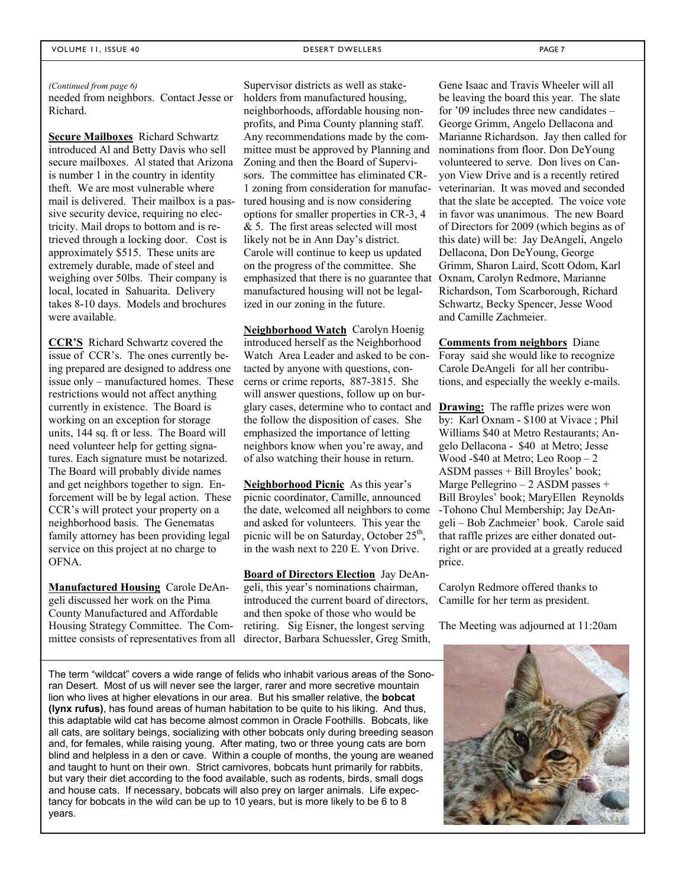*(Continued from page 6)*
needed from neighbors. Contact Jesse or Richard.

**Secure Mailboxes** Richard Schwartz introduced Al and Betty Davis who sell secure mailboxes. Al stated that Arizona is number 1 in the country in identity theft. We are most vulnerable where mail is delivered. Their mailbox is a passive security device, requiring no electricity. Mail drops to bottom and is retrieved through a locking door. Cost is approximately $515. These units are extremely durable, made of steel and weighing over 50lbs. Their company is local, located in Sahuarita. Delivery takes 8-10 days. Models and brochures were available.

**CCR'S** Richard Schwartz covered the issue of CCR's. The ones currently being prepared are designed to address one issue only – manufactured homes. These restrictions would not affect anything currently in existence. The Board is working on an exception for storage units, 144 sq. ft or less. The Board will need volunteer help for getting signatures. Each signature must be notarized. The Board will probably divide names and get neighbors together to sign. Enforcement will be by legal action. These CCR's will protect your property on a neighborhood basis. The Genematas family attorney has been providing legal service on this project at no charge to OFNA.

**Manufactured Housing** Carole DeAngeli discussed her work on the Pima County Manufactured and Affordable Housing Strategy Committee. The Committee consists of representatives from all Supervisor districts as well as stakeholders from manufactured housing, neighborhoods, affordable housing nonprofits, and Pima County planning staff. Any recommendations made by the committee must be approved by Planning and Zoning and then the Board of Supervisors. The committee has eliminated CR-1 zoning from consideration for manufactured housing and is now considering options for smaller properties in CR-3, 4 & 5. The first areas selected will most likely not be in Ann Day's district. Carole will continue to keep us updated on the progress of the committee. She emphasized that there is no guarantee that manufactured housing will not be legalized in our zoning in the future.

**Neighborhood Watch** Carolyn Hoenig introduced herself as the Neighborhood Watch Area Leader and asked to be contacted by anyone with questions, concerns or crime reports, 887-3815. She will answer questions, follow up on burglary cases, determine who to contact and the follow the disposition of cases. She emphasized the importance of letting neighbors know when you're away, and of also watching their house in return.

**Neighborhood Picnic** As this year's picnic coordinator, Camille, announced the date, welcomed all neighbors to come and asked for volunteers. This year the picnic will be on Saturday, October 25th, in the wash next to 220 E. Yvon Drive.

**Board of Directors Election** Jay DeAngeli, this year's nominations chairman, introduced the current board of directors, and then spoke of those who would be retiring. Sig Eisner, the longest serving director, Barbara Schuessler, Greg Smith, Gene Isaac and Travis Wheeler will all be leaving the board this year. The slate for '09 includes three new candidates – George Grimm, Angelo Dellacona and Marianne Richardson. Jay then called for nominations from floor. Don DeYoung volunteered to serve. Don lives on Canyon View Drive and is a recently retired veterinarian. It was moved and seconded that the slate be accepted. The voice vote in favor was unanimous. The new Board of Directors for 2009 (which begins as of this date) will be: Jay DeAngeli, Angelo Dellacona, Don DeYoung, George Grimm, Sharon Laird, Scott Odom, Karl Oxnam, Carolyn Redmore, Marianne Richardson, Tom Scarborough, Richard Schwartz, Becky Spencer, Jesse Wood and Camille Zachmeier.

**Comments from neighbors** Diane Foray said she would like to recognize Carole DeAngeli for all her contributions, and especially the weekly e-mails.

**Drawing:** The raffle prizes were won by: Karl Oxnam - $100 at Vivace ; Phil Williams $40 at Metro Restaurants; Angelo Dellacona - $40 at Metro; Jesse Wood -$40 at Metro; Leo Roop – 2 ASDM passes + Bill Broyles' book; Marge Pellegrino – 2 ASDM passes + Bill Broyles' book; MaryEllen Reynolds -Tohono Chul Membership; Jay DeAngeli – Bob Zachmeier' book. Carole said that raffle prizes are either donated outright or are provided at a greatly reduced price.

Carolyn Redmore offered thanks to Camille for her term as president.

The Meeting was adjourned at 11:20am

The term "wildcat" covers a wide range of felids who inhabit various areas of the Sonoran Desert. Most of us will never see the larger, rarer and more secretive mountain lion who lives at higher elevations in our area. But his smaller relative, the **bobcat (lynx rufus)**, has found areas of human habitation to be quite to his liking. And thus, this adaptable wild cat has become almost common in Oracle Foothills. Bobcats, like all cats, are solitary beings, socializing with other bobcats only during breeding season and, for females, while raising young. After mating, two or three young cats are born blind and helpless in a den or cave. Within a couple of months, the young are weaned and taught to hunt on their own. Strict carnivores, bobcats hunt primarily for rabbits, but vary their diet according to the food available, such as rodents, birds, small dogs and house cats. If necessary, bobcats will also prey on larger animals. Life expectancy for bobcats in the wild can be up to 10 years, but is more likely to be 6 to 8 years.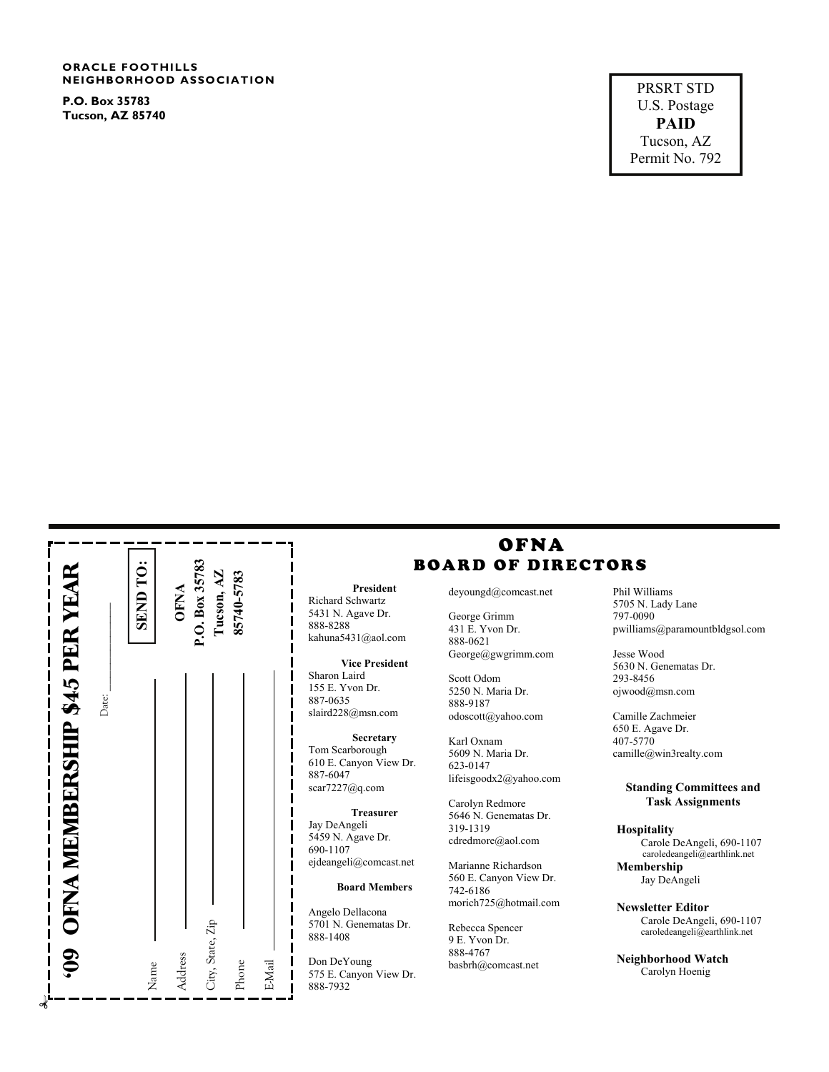**ORACLE FOOTHILLS NEIGHBORHOOD ASSOCIATION**

**P.O. Box 35783**
**Tucson, AZ 85740**

PRSRT STD
U.S. Postage
**PAID**
Tucson, AZ
Permit No. 792

## '09 OFNA MEMBERSHIP $45 PER YEAR

Date: ____________

**SEND TO:**

**OFNA**
**P.O. Box 35783**
**Tucson, AZ**
**85740-5783**

Name ____________

Address ____________

City, State, Zip ____________

Phone ____________

E-Mail ____________

# OFNA BOARD OF DIRECTORS

**President**
Richard Schwartz
5431 N. Agave Dr.
888-8288
kahuna5431@aol.com

**Vice President**
Sharon Laird
155 E. Yvon Dr.
887-0635
slaird228@msn.com

**Secretary**
Tom Scarborough
610 E. Canyon View Dr.
887-6047
scar7227@q.com

**Treasurer**
Jay DeAngeli
5459 N. Agave Dr.
690-1107
ejdeangeli@comcast.net

**Board Members**

Angelo Dellacona
5701 N. Genematas Dr.
888-1408

Don DeYoung
575 E. Canyon View Dr.
888-7932
deyoungd@comcast.net

George Grimm
431 E. Yvon Dr.
888-0621
George@gwgrimm.com

Scott Odom
5250 N. Maria Dr.
888-9187
odoscott@yahoo.com

Karl Oxnam
5609 N. Maria Dr.
623-0147
lifeisgoodx2@yahoo.com

Carolyn Redmore
5646 N. Genematas Dr.
319-1319
cdredmore@aol.com

Marianne Richardson
560 E. Canyon View Dr.
742-6186
morich725@hotmail.com

Rebecca Spencer
9 E. Yvon Dr.
888-4767
basbrh@comcast.net

Phil Williams
5705 N. Lady Lane
797-0090
pwilliams@paramountbldgsol.com

Jesse Wood
5630 N. Genematas Dr.
293-8456
ojwood@msn.com

Camille Zachmeier
650 E. Agave Dr.
407-5770
camille@win3realty.com

**Standing Committees and Task Assignments**

**Hospitality**
Carole DeAngeli, 690-1107
caroledeangeli@earthlink.net

**Membership**
Jay DeAngeli

**Newsletter Editor**
Carole DeAngeli, 690-1107
caroledeangeli@earthlink.net

**Neighborhood Watch**
Carolyn Hoenig